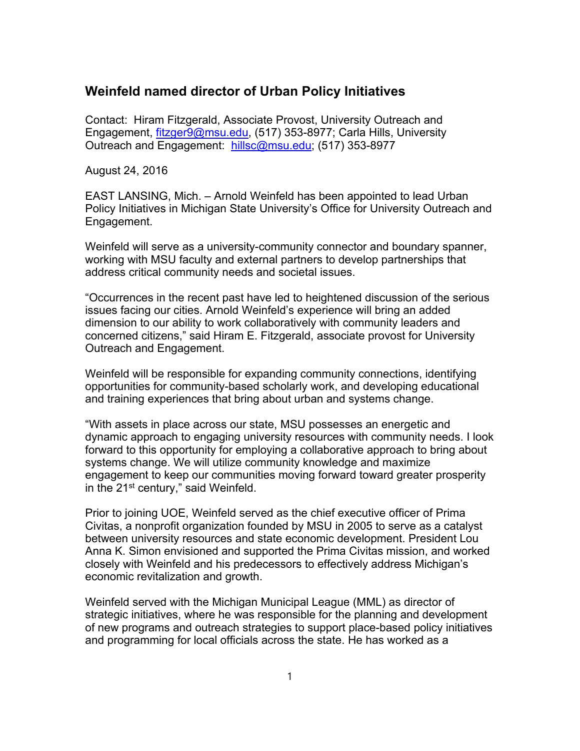## Weinfeld named director of Urban Policy Initiatives

Contact: Hiram Fitzgerald, Associate Provost, University Outreach and Engagement, fitzger9@msu.edu, (517) 353-8977; Carla Hills, University Outreach and Engagement: hillsc@msu.edu; (517) 353-8977

August 24, 2016

EAST LANSING, Mich. – Arnold Weinfeld has been appointed to lead Urban Policy Initiatives in Michigan State University's Office for University Outreach and Engagement.

Weinfeld will serve as a university-community connector and boundary spanner, working with MSU faculty and external partners to develop partnerships that address critical community needs and societal issues.

"Occurrences in the recent past have led to heightened discussion of the serious issues facing our cities. Arnold Weinfeld's experience will bring an added dimension to our ability to work collaboratively with community leaders and concerned citizens," said Hiram E. Fitzgerald, associate provost for University Outreach and Engagement.

Weinfeld will be responsible for expanding community connections, identifying opportunities for community-based scholarly work, and developing educational and training experiences that bring about urban and systems change.

"With assets in place across our state, MSU possesses an energetic and dynamic approach to engaging university resources with community needs. I look forward to this opportunity for employing a collaborative approach to bring about systems change. We will utilize community knowledge and maximize engagement to keep our communities moving forward toward greater prosperity in the 21st century," said Weinfeld.

Prior to joining UOE, Weinfeld served as the chief executive officer of Prima Civitas, a nonprofit organization founded by MSU in 2005 to serve as a catalyst between university resources and state economic development. President Lou Anna K. Simon envisioned and supported the Prima Civitas mission, and worked closely with Weinfeld and his predecessors to effectively address Michigan's economic revitalization and growth.

Weinfeld served with the Michigan Municipal League (MML) as director of strategic initiatives, where he was responsible for the planning and development of new programs and outreach strategies to support place-based policy initiatives and programming for local officials across the state. He has worked as a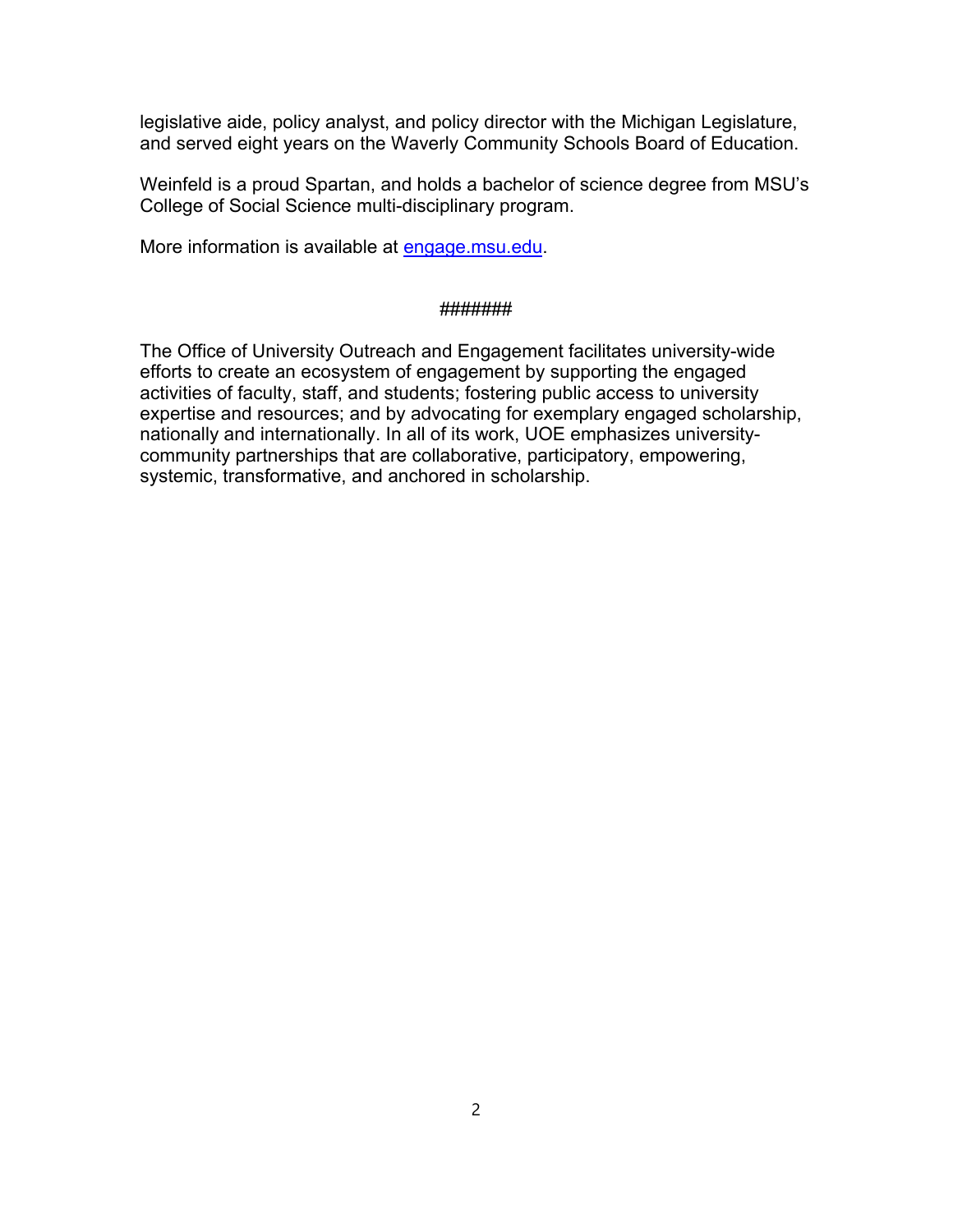legislative aide, policy analyst, and policy director with the Michigan Legislature, and served eight years on the Waverly Community Schools Board of Education.

Weinfeld is a proud Spartan, and holds a bachelor of science degree from MSU's College of Social Science multi-disciplinary program.

More information is available at [engage.msu.edu](engage.msu.edu).

#######

The Office of University Outreach and Engagement facilitates university-wide efforts to create an ecosystem of engagement by supporting the engaged activities of faculty, staff, and students; fostering public access to university expertise and resources; and by advocating for exemplary engaged scholarship, nationally and internationally. In all of its work, UOE emphasizes university-community partnerships that are collaborative, participatory, empowering, systemic, transformative, and anchored in scholarship.